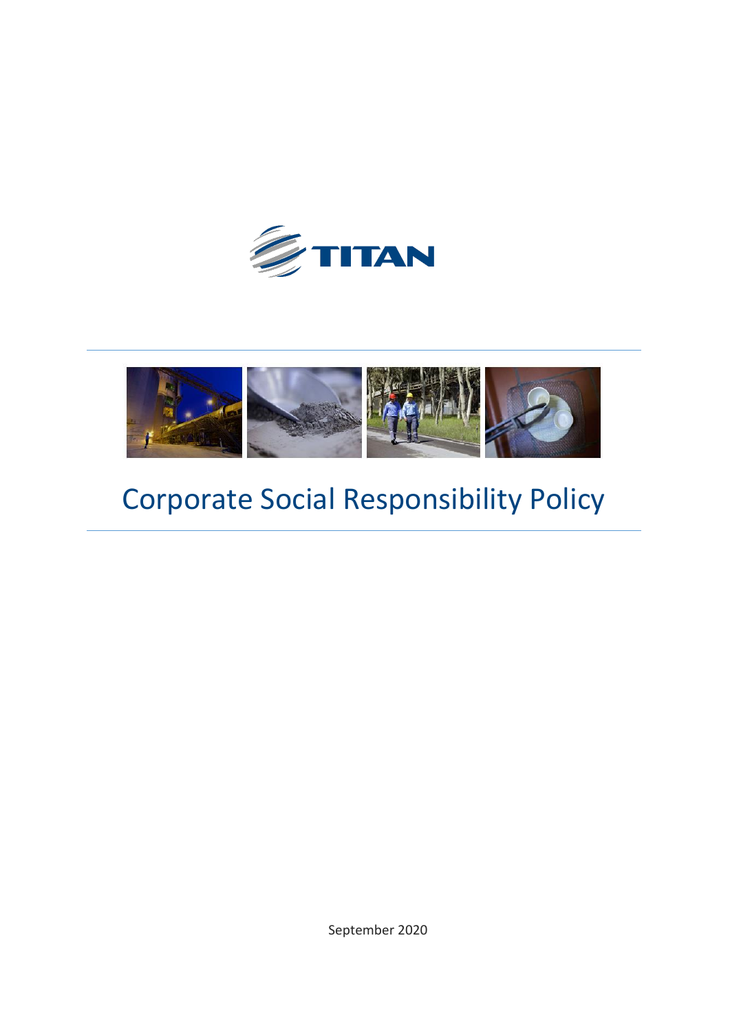TITAN

# Corporate Social Responsibility Policy

September 2020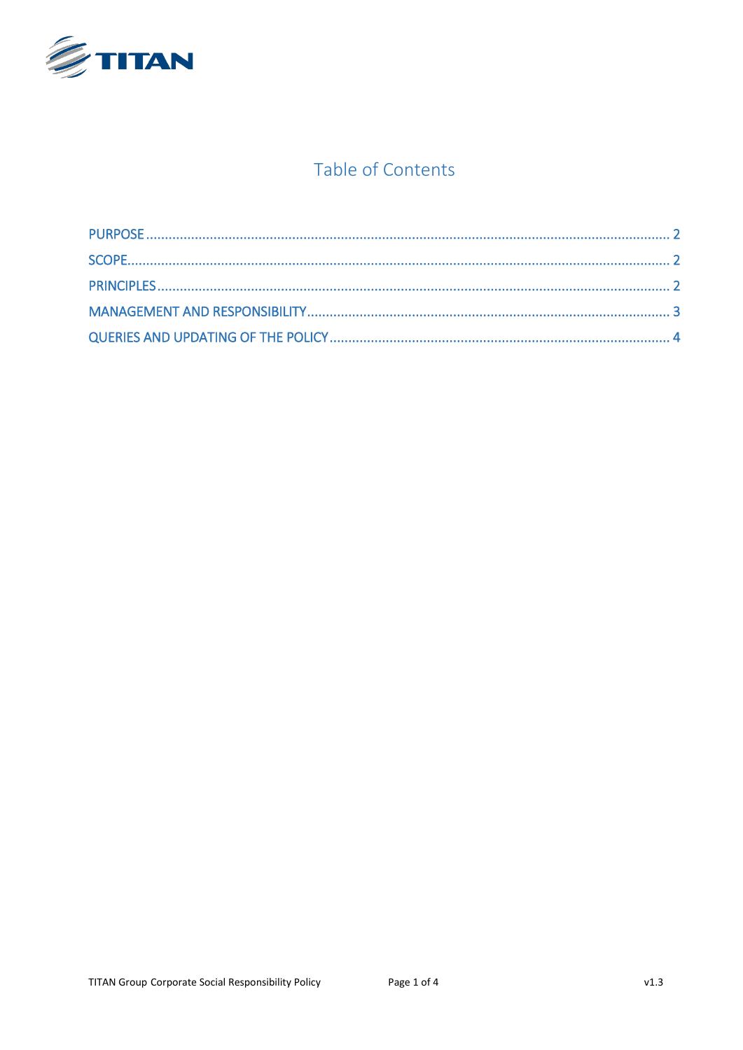# Table of Contents

PURPOSE ........................................................................................................................................ 2
SCOPE............................................................................................................................................ 2
PRINCIPLES .................................................................................................................................... 2
MANAGEMENT AND RESPONSIBILITY ............................................................................................ 3
QUERIES AND UPDATING OF THE POLICY ...................................................................................... 4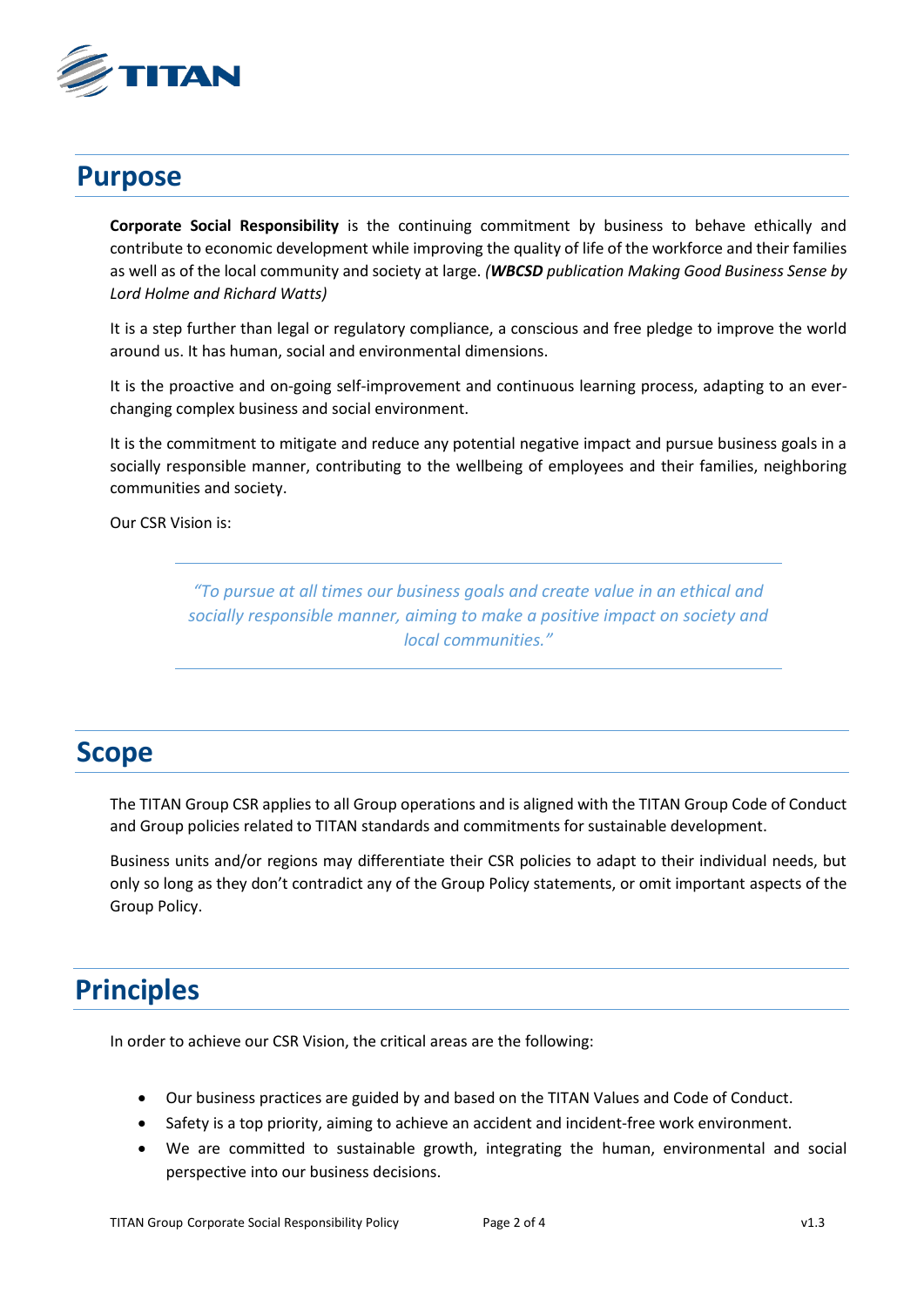## Purpose

**Corporate Social Responsibility** is the continuing commitment by business to behave ethically and contribute to economic development while improving the quality of life of the workforce and their families as well as of the local community and society at large. ***(WBCSD** publication Making Good Business Sense by Lord Holme and Richard Watts)*

It is a step further than legal or regulatory compliance, a conscious and free pledge to improve the world around us. It has human, social and environmental dimensions.

It is the proactive and on-going self-improvement and continuous learning process, adapting to an ever-changing complex business and social environment.

It is the commitment to mitigate and reduce any potential negative impact and pursue business goals in a socially responsible manner, contributing to the wellbeing of employees and their families, neighboring communities and society.

Our CSR Vision is:

> *"To pursue at all times our business goals and create value in an ethical and socially responsible manner, aiming to make a positive impact on society and local communities."*

## Scope

The TITAN Group CSR applies to all Group operations and is aligned with the TITAN Group Code of Conduct and Group policies related to TITAN standards and commitments for sustainable development.

Business units and/or regions may differentiate their CSR policies to adapt to their individual needs, but only so long as they don't contradict any of the Group Policy statements, or omit important aspects of the Group Policy.

## Principles

In order to achieve our CSR Vision, the critical areas are the following:

- Our business practices are guided by and based on the TITAN Values and Code of Conduct.
- Safety is a top priority, aiming to achieve an accident and incident-free work environment.
- We are committed to sustainable growth, integrating the human, environmental and social perspective into our business decisions.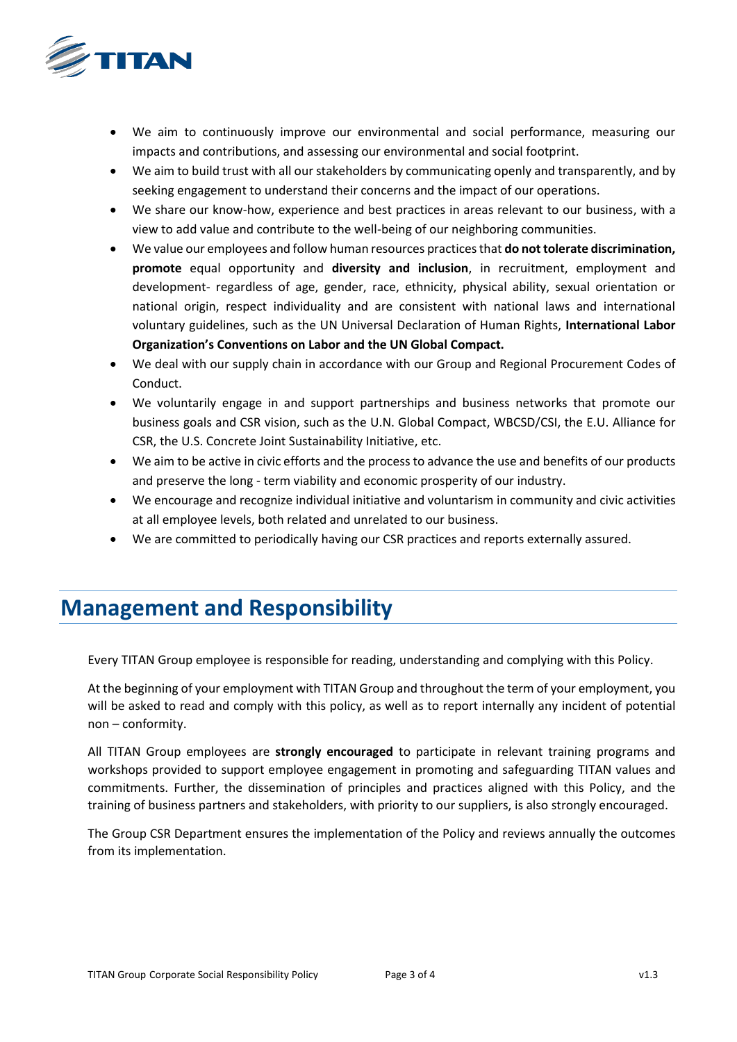- We aim to continuously improve our environmental and social performance, measuring our impacts and contributions, and assessing our environmental and social footprint.
- We aim to build trust with all our stakeholders by communicating openly and transparently, and by seeking engagement to understand their concerns and the impact of our operations.
- We share our know-how, experience and best practices in areas relevant to our business, with a view to add value and contribute to the well-being of our neighboring communities.
- We value our employees and follow human resources practices that **do not tolerate discrimination, promote** equal opportunity and **diversity and inclusion**, in recruitment, employment and development- regardless of age, gender, race, ethnicity, physical ability, sexual orientation or national origin, respect individuality and are consistent with national laws and international voluntary guidelines, such as the UN Universal Declaration of Human Rights, **International Labor Organization's Conventions on Labor and the UN Global Compact.**
- We deal with our supply chain in accordance with our Group and Regional Procurement Codes of Conduct.
- We voluntarily engage in and support partnerships and business networks that promote our business goals and CSR vision, such as the U.N. Global Compact, WBCSD/CSI, the E.U. Alliance for CSR, the U.S. Concrete Joint Sustainability Initiative, etc.
- We aim to be active in civic efforts and the process to advance the use and benefits of our products and preserve the long - term viability and economic prosperity of our industry.
- We encourage and recognize individual initiative and voluntarism in community and civic activities at all employee levels, both related and unrelated to our business.
- We are committed to periodically having our CSR practices and reports externally assured.

## Management and Responsibility

Every TITAN Group employee is responsible for reading, understanding and complying with this Policy.

At the beginning of your employment with TITAN Group and throughout the term of your employment, you will be asked to read and comply with this policy, as well as to report internally any incident of potential non – conformity.

All TITAN Group employees are **strongly encouraged** to participate in relevant training programs and workshops provided to support employee engagement in promoting and safeguarding TITAN values and commitments. Further, the dissemination of principles and practices aligned with this Policy, and the training of business partners and stakeholders, with priority to our suppliers, is also strongly encouraged.

The Group CSR Department ensures the implementation of the Policy and reviews annually the outcomes from its implementation.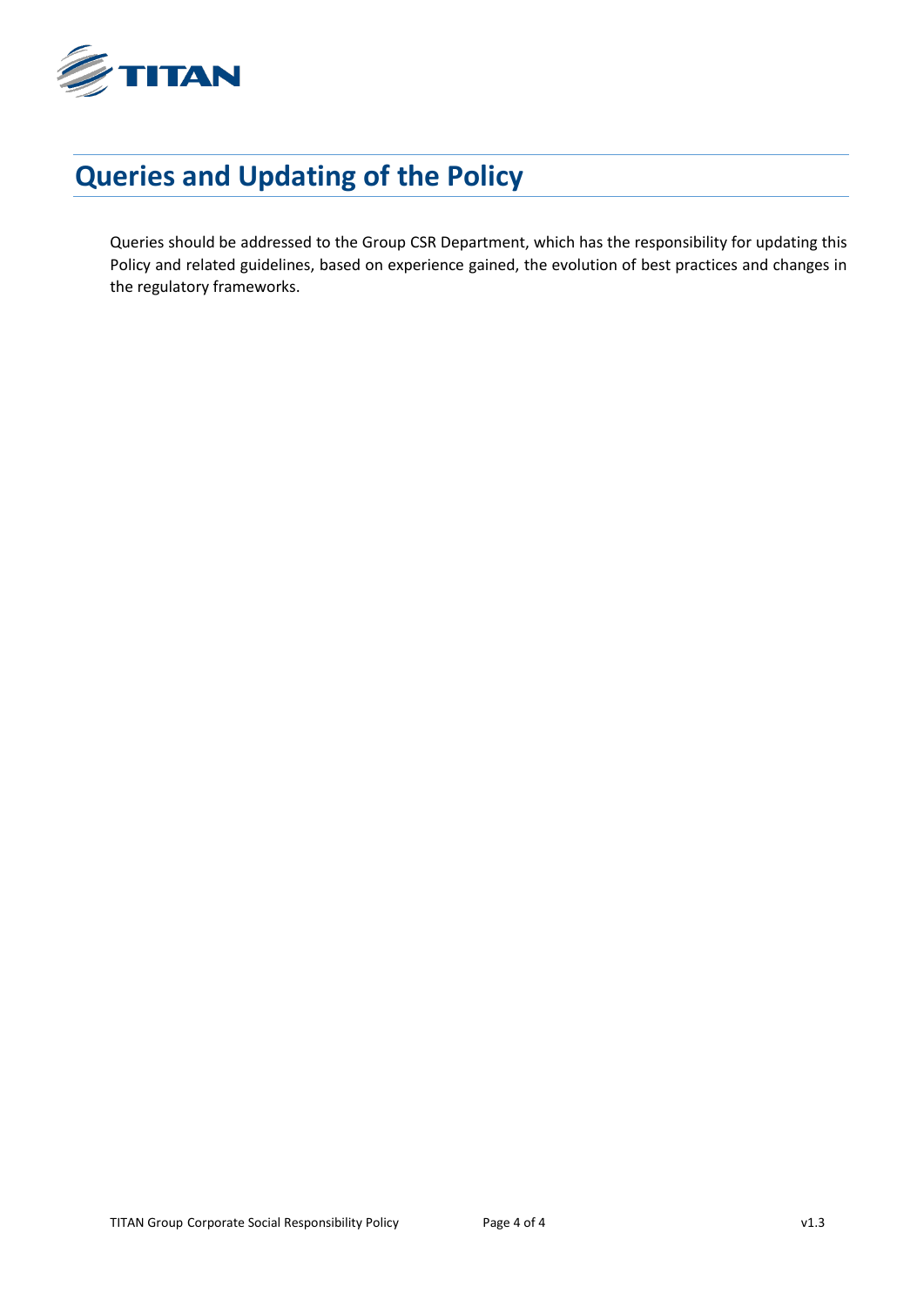# Queries and Updating of the Policy

Queries should be addressed to the Group CSR Department, which has the responsibility for updating this Policy and related guidelines, based on experience gained, the evolution of best practices and changes in the regulatory frameworks.